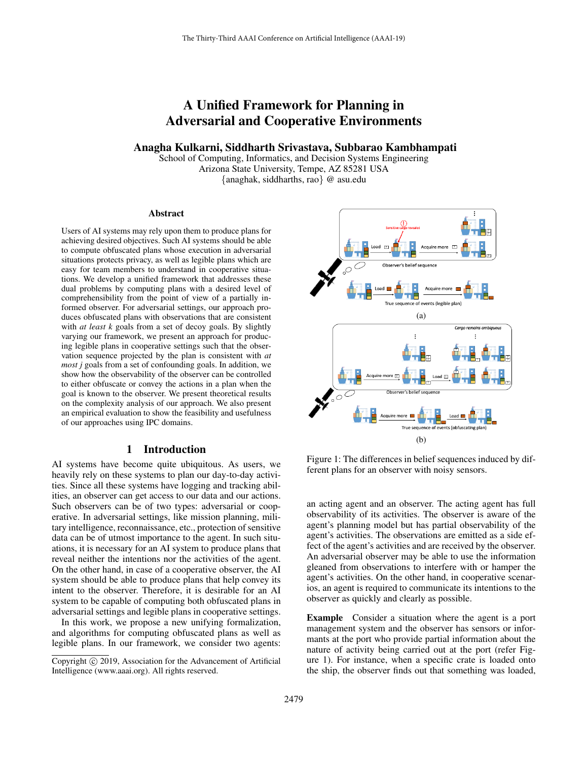# A Unified Framework for Planning in Adversarial and Cooperative Environments

**Anagha Kulkarni, Siddharth Srivastava, Subbarao Kambhampati**
School of Computing, Informatics, and Decision Systems Engineering
Arizona State University, Tempe, AZ 85281 USA
{anaghak, siddharths, rao} @ asu.edu

## Abstract

Users of AI systems may rely upon them to produce plans for achieving desired objectives. Such AI systems should be able to compute obfuscated plans whose execution in adversarial situations protects privacy, as well as legible plans which are easy for team members to understand in cooperative situations. We develop a unified framework that addresses these dual problems by computing plans with a desired level of comprehensibility from the point of view of a partially informed observer. For adversarial settings, our approach produces obfuscated plans with observations that are consistent with *at least k* goals from a set of decoy goals. By slightly varying our framework, we present an approach for producing legible plans in cooperative settings such that the observation sequence projected by the plan is consistent with *at most j* goals from a set of confounding goals. In addition, we show how the observability of the observer can be controlled to either obfuscate or convey the actions in a plan when the goal is known to the observer. We present theoretical results on the complexity analysis of our approach. We also present an empirical evaluation to show the feasibility and usefulness of our approaches using IPC domains.

## 1 Introduction

AI systems have become quite ubiquitous. As users, we heavily rely on these systems to plan our day-to-day activities. Since all these systems have logging and tracking abilities, an observer can get access to our data and our actions. Such observers can be of two types: adversarial or cooperative. In adversarial settings, like mission planning, military intelligence, reconnaissance, etc., protection of sensitive data can be of utmost importance to the agent. In such situations, it is necessary for an AI system to produce plans that reveal neither the intentions nor the activities of the agent. On the other hand, in case of a cooperative observer, the AI system should be able to produce plans that help convey its intent to the observer. Therefore, it is desirable for an AI system to be capable of computing both obfuscated plans in adversarial settings and legible plans in cooperative settings.

In this work, we propose a new unifying formalization, and algorithms for computing obfuscated plans as well as legible plans. In our framework, we consider two agents: an acting agent and an observer. The acting agent has full observability of its activities. The observer is aware of the agent's planning model but has partial observability of the agent's activities. The observations are emitted as a side effect of the agent's activities and are received by the observer. An adversarial observer may be able to use the information gleaned from observations to interfere with or hamper the agent's activities. On the other hand, in cooperative scenarios, an agent is required to communicate its intentions to the observer as quickly and clearly as possible.

Sensitive cargo revealed

Load

Acquire more

Observer's belief sequence

Load

Acquire more

True sequence of events (legible plan)

(a)

Cargo remains ambiguous

Acquire more

Load

Observer's belief sequence

Acquire more

Load

True sequence of events (obfuscating plan)

(b)

Figure 1: The differences in belief sequences induced by different plans for an observer with noisy sensors.

Copyright © 2019, Association for the Advancement of Artificial Intelligence (www.aaai.org). All rights reserved.

**Example** Consider a situation where the agent is a port management system and the observer has sensors or informants at the port who provide partial information about the nature of activity being carried out at the port (refer Figure 1). For instance, when a specific crate is loaded onto the ship, the observer finds out that something was loaded,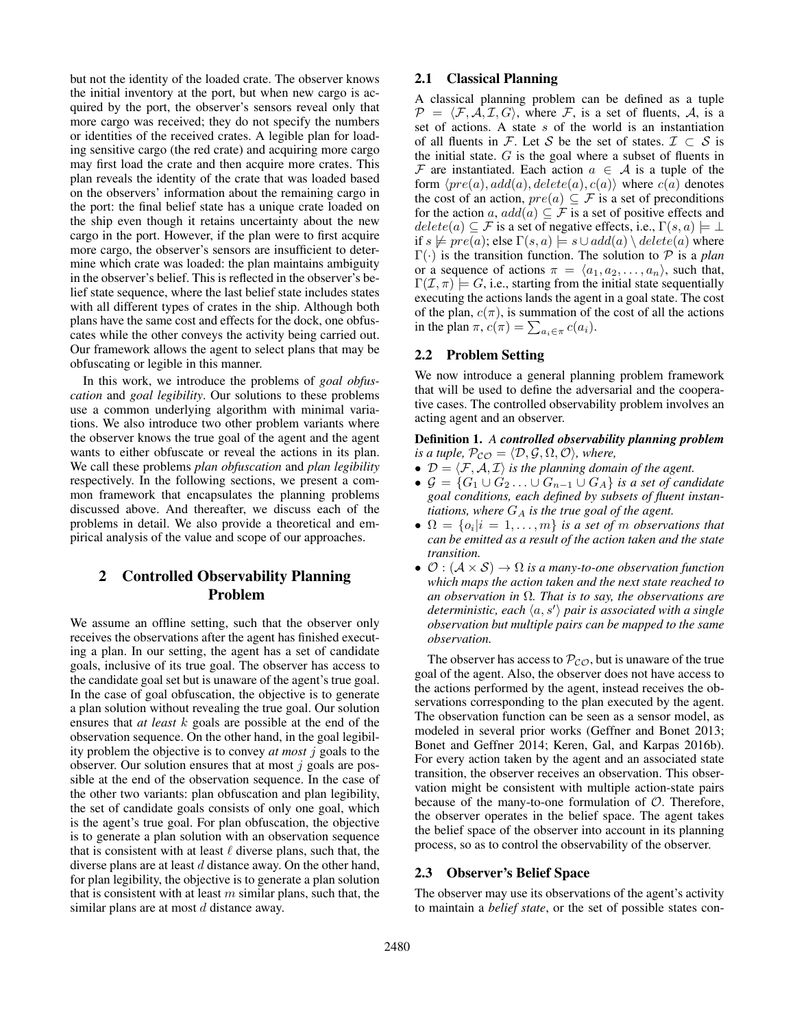but not the identity of the loaded crate. The observer knows the initial inventory at the port, but when new cargo is acquired by the port, the observer's sensors reveal only that more cargo was received; they do not specify the numbers or identities of the received crates. A legible plan for loading sensitive cargo (the red crate) and acquiring more cargo may first load the crate and then acquire more crates. This plan reveals the identity of the crate that was loaded based on the observers' information about the remaining cargo in the port: the final belief state has a unique crate loaded on the ship even though it retains uncertainty about the new cargo in the port. However, if the plan were to first acquire more cargo, the observer's sensors are insufficient to determine which crate was loaded: the plan maintains ambiguity in the observer's belief. This is reflected in the observer's belief state sequence, where the last belief state includes states with all different types of crates in the ship. Although both plans have the same cost and effects for the dock, one obfuscates while the other conveys the activity being carried out. Our framework allows the agent to select plans that may be obfuscating or legible in this manner.

In this work, we introduce the problems of *goal obfuscation* and *goal legibility*. Our solutions to these problems use a common underlying algorithm with minimal variations. We also introduce two other problem variants where the observer knows the true goal of the agent and the agent wants to either obfuscate or reveal the actions in its plan. We call these problems *plan obfuscation* and *plan legibility* respectively. In the following sections, we present a common framework that encapsulates the planning problems discussed above. And thereafter, we discuss each of the problems in detail. We also provide a theoretical and empirical analysis of the value and scope of our approaches.

## 2 Controlled Observability Planning Problem

We assume an offline setting, such that the observer only receives the observations after the agent has finished executing a plan. In our setting, the agent has a set of candidate goals, inclusive of its true goal. The observer has access to the candidate goal set but is unaware of the agent's true goal. In the case of goal obfuscation, the objective is to generate a plan solution without revealing the true goal. Our solution ensures that *at least* $k$ goals are possible at the end of the observation sequence. On the other hand, in the goal legibility problem the objective is to convey *at most* $j$ goals to the observer. Our solution ensures that at most $j$ goals are possible at the end of the observation sequence. In the case of the other two variants: plan obfuscation and plan legibility, the set of candidate goals consists of only one goal, which is the agent's true goal. For plan obfuscation, the objective is to generate a plan solution with an observation sequence that is consistent with at least $\ell$ diverse plans, such that, the diverse plans are at least $d$ distance away. On the other hand, for plan legibility, the objective is to generate a plan solution that is consistent with at least $m$ similar plans, such that, the similar plans are at most $d$ distance away.

### 2.1 Classical Planning

A classical planning problem can be defined as a tuple $\mathcal{P} = \langle \mathcal{F}, \mathcal{A}, \mathcal{I}, G \rangle$, where $\mathcal{F}$, is a set of fluents, $\mathcal{A}$, is a set of actions. A state $s$ of the world is an instantiation of all fluents in $\mathcal{F}$. Let $\mathcal{S}$ be the set of states. $\mathcal{I} \subset \mathcal{S}$ is the initial state. $G$ is the goal where a subset of fluents in $\mathcal{F}$ are instantiated. Each action $a \in \mathcal{A}$ is a tuple of the form $\langle pre(a), add(a), delete(a), c(a) \rangle$ where $c(a)$ denotes the cost of an action, $pre(a) \subseteq \mathcal{F}$ is a set of preconditions for the action $a$, $add(a) \subseteq \mathcal{F}$ is a set of positive effects and $delete(a) \subseteq \mathcal{F}$ is a set of negative effects, i.e., $\Gamma(s, a) \models \bot$ if $s \not\models pre(a)$; else $\Gamma(s, a) \models s \cup add(a) \setminus delete(a)$ where $\Gamma(\cdot)$ is the transition function. The solution to $\mathcal{P}$ is a *plan* or a sequence of actions $\pi = \langle a_1, a_2, \ldots, a_n \rangle$, such that, $\Gamma(\mathcal{I}, \pi) \models G$, i.e., starting from the initial state sequentially executing the actions lands the agent in a goal state. The cost of the plan, $c(\pi)$, is summation of the cost of all the actions in the plan $\pi$, $c(\pi) = \sum_{a_i \in \pi} c(a_i)$.

### 2.2 Problem Setting

We now introduce a general planning problem framework that will be used to define the adversarial and the cooperative cases. The controlled observability problem involves an acting agent and an observer.

**Definition 1.** *A* ***controlled observability planning problem*** *is a tuple,* $\mathcal{P}_{\mathcal{CO}} = \langle \mathcal{D}, \mathcal{G}, \Omega, \mathcal{O} \rangle$*, where,*

- $\mathcal{D} = \langle \mathcal{F}, \mathcal{A}, \mathcal{I} \rangle$ *is the planning domain of the agent.*
- $\mathcal{G} = \{G_1 \cup G_2 \ldots \cup G_{n-1} \cup G_A\}$ *is a set of candidate goal conditions, each defined by subsets of fluent instantiations, where* $G_A$ *is the true goal of the agent.*
- $\Omega = \{o_i | i = 1, \ldots, m\}$ *is a set of* $m$ *observations that can be emitted as a result of the action taken and the state transition.*
- $\mathcal{O} : (\mathcal{A} \times \mathcal{S}) \rightarrow \Omega$ *is a many-to-one observation function which maps the action taken and the next state reached to an observation in* $\Omega$*. That is to say, the observations are deterministic, each* $\langle a, s' \rangle$ *pair is associated with a single observation but multiple pairs can be mapped to the same observation.*

The observer has access to $\mathcal{P}_{\mathcal{CO}}$, but is unaware of the true goal of the agent. Also, the observer does not have access to the actions performed by the agent, instead receives the observations corresponding to the plan executed by the agent. The observation function can be seen as a sensor model, as modeled in several prior works (Geffner and Bonet 2013; Bonet and Geffner 2014; Keren, Gal, and Karpas 2016b). For every action taken by the agent and an associated state transition, the observer receives an observation. This observation might be consistent with multiple action-state pairs because of the many-to-one formulation of $\mathcal{O}$. Therefore, the observer operates in the belief space. The agent takes the belief space of the observer into account in its planning process, so as to control the observability of the observer.

### 2.3 Observer's Belief Space

The observer may use its observations of the agent's activity to maintain a *belief state*, or the set of possible states con-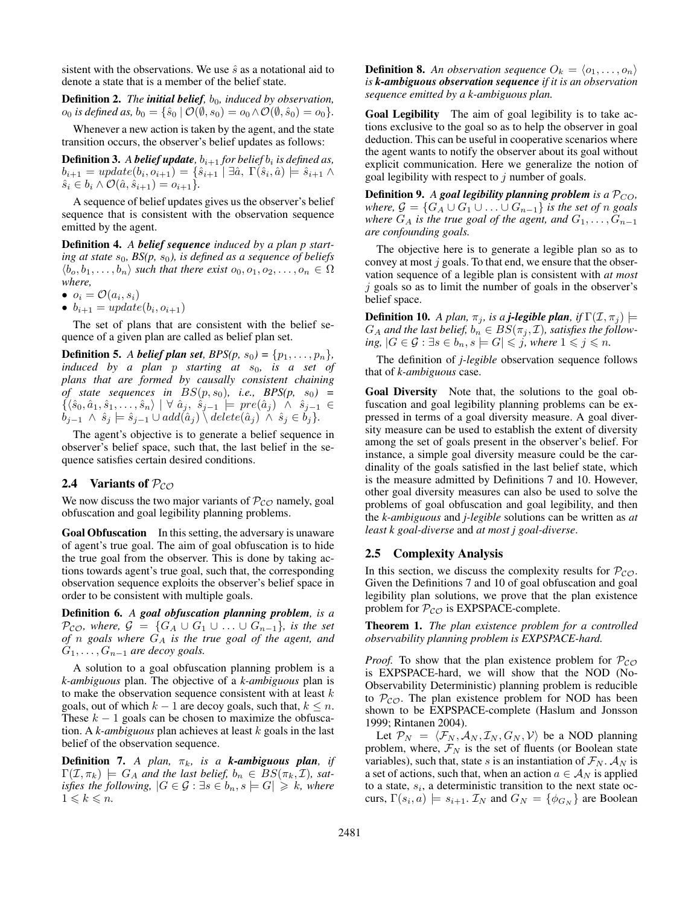sistent with the observations. We use $\hat{s}$ as a notational aid to denote a state that is a member of the belief state.

**Definition 2.** *The **initial belief**, $b_0$, induced by observation, $o_0$ is defined as,* $b_0 = \{\hat{s}_0 \mid \mathcal{O}(\emptyset, s_0) = o_0 \wedge \mathcal{O}(\emptyset, \hat{s}_0) = o_0\}$.

Whenever a new action is taken by the agent, and the state transition occurs, the observer's belief updates as follows:

**Definition 3.** *A **belief update**, $b_{i+1}$ for belief $b_i$ is defined as,* $b_{i+1} = update(b_i, o_{i+1}) = \{\hat{s}_{i+1} \mid \exists \hat{a},\ \Gamma(\hat{s}_i, \hat{a}) \models \hat{s}_{i+1} \wedge \hat{s}_i \in b_i \wedge \mathcal{O}(\hat{a}, \hat{s}_{i+1}) = o_{i+1}\}$.

A sequence of belief updates gives us the observer's belief sequence that is consistent with the observation sequence emitted by the agent.

**Definition 4.** *A **belief sequence** induced by a plan p starting at state $s_0$, $BS(p,\ s_0)$, is defined as a sequence of beliefs $\langle b_o, b_1, \ldots, b_n\rangle$ such that there exist $o_0, o_1, o_2, \ldots, o_n \in \Omega$ where,*

- $o_i = \mathcal{O}(a_i, s_i)$
- $b_{i+1} = update(b_i, o_{i+1})$

The set of plans that are consistent with the belief sequence of a given plan are called as belief plan set.

**Definition 5.** *A **belief plan set**, $BPS(p,\ s_0) = \{p_1, \ldots, p_n\}$, induced by a plan p starting at $s_0$, is a set of plans that are formed by causally consistent chaining of state sequences in $BS(p, s_0)$, i.e., $BPS(p,\ s_0)$ =* $\{\langle \hat{s}_0, \hat{a}_1, \hat{s}_1, \ldots, \hat{s}_n\rangle \mid \forall\ \hat{a}_j,\ \hat{s}_{j-1} \models pre(\hat{a}_j) \wedge \hat{s}_{j-1} \in b_{j-1} \wedge \hat{s}_j \models \hat{s}_{j-1} \cup add(\hat{a}_j) \setminus delete(\hat{a}_j) \wedge \hat{s}_j \in b_j\}$.

The agent's objective is to generate a belief sequence in observer's belief space, such that, the last belief in the sequence satisfies certain desired conditions.

## 2.4 Variants of $\mathcal{P}_{\mathcal{CO}}$

We now discuss the two major variants of $\mathcal{P}_{\mathcal{CO}}$ namely, goal obfuscation and goal legibility planning problems.

**Goal Obfuscation** In this setting, the adversary is unaware of agent's true goal. The aim of goal obfuscation is to hide the true goal from the observer. This is done by taking actions towards agent's true goal, such that, the corresponding observation sequence exploits the observer's belief space in order to be consistent with multiple goals.

**Definition 6.** *A **goal obfuscation planning problem**, is a $\mathcal{P}_{\mathcal{CO}}$, where, $\mathcal{G} = \{G_A \cup G_1 \cup \ldots \cup G_{n-1}\}$, is the set of n goals where $G_A$ is the true goal of the agent, and $G_1, \ldots, G_{n-1}$ are decoy goals.*

A solution to a goal obfuscation planning problem is a *k-ambiguous* plan. The objective of a *k-ambiguous* plan is to make the observation sequence consistent with at least $k$ goals, out of which $k-1$ are decoy goals, such that, $k \leq n$. These $k-1$ goals can be chosen to maximize the obfuscation. A *k-ambiguous* plan achieves at least $k$ goals in the last belief of the observation sequence.

**Definition 7.** *A plan, $\pi_k$, is a **k-ambiguous plan**, if $\Gamma(\mathcal{I}, \pi_k) \models G_A$ and the last belief, $b_n \in BS(\pi_k, \mathcal{I})$, satisfies the following, $|G \in \mathcal{G} : \exists s \in b_n, s \models G| \geqslant k$, where $1 \leqslant k \leqslant n$.*

**Definition 8.** *An observation sequence $O_k = \langle o_1, \ldots, o_n\rangle$ is **k-ambiguous observation sequence** if it is an observation sequence emitted by a k-ambiguous plan.*

**Goal Legibility** The aim of goal legibility is to take actions exclusive to the goal so as to help the observer in goal deduction. This can be useful in cooperative scenarios where the agent wants to notify the observer about its goal without explicit communication. Here we generalize the notion of goal legibility with respect to $j$ number of goals.

**Definition 9.** *A **goal legibility planning problem** is a $\mathcal{P}_{CO}$, where, $\mathcal{G} = \{G_A \cup G_1 \cup \ldots \cup G_{n-1}\}$ is the set of n goals where $G_A$ is the true goal of the agent, and $G_1, \ldots, G_{n-1}$ are confounding goals.*

The objective here is to generate a legible plan so as to convey at most $j$ goals. To that end, we ensure that the observation sequence of a legible plan is consistent with *at most* $j$ goals so as to limit the number of goals in the observer's belief space.

**Definition 10.** *A plan, $\pi_j$, is a **j-legible plan**, if $\Gamma(\mathcal{I}, \pi_j) \models G_A$ and the last belief, $b_n \in BS(\pi_j, \mathcal{I})$, satisfies the following, $|G \in \mathcal{G} : \exists s \in b_n, s \models G| \leqslant j$, where $1 \leqslant j \leqslant n$.*

The definition of *j-legible* observation sequence follows that of *k-ambiguous* case.

**Goal Diversity** Note that, the solutions to the goal obfuscation and goal legibility planning problems can be expressed in terms of a goal diversity measure. A goal diversity measure can be used to establish the extent of diversity among the set of goals present in the observer's belief. For instance, a simple goal diversity measure could be the cardinality of the goals satisfied in the last belief state, which is the measure admitted by Definitions 7 and 10. However, other goal diversity measures can also be used to solve the problems of goal obfuscation and goal legibility, and then the *k-ambiguous* and *j-legible* solutions can be written as *at least k goal-diverse* and *at most j goal-diverse*.

## 2.5 Complexity Analysis

In this section, we discuss the complexity results for $\mathcal{P}_{\mathcal{CO}}$. Given the Definitions 7 and 10 of goal obfuscation and goal legibility plan solutions, we prove that the plan existence problem for $\mathcal{P}_{\mathcal{CO}}$ is EXPSPACE-complete.

**Theorem 1.** *The plan existence problem for a controlled observability planning problem is EXPSPACE-hard.*

*Proof.* To show that the plan existence problem for $\mathcal{P}_{\mathcal{CO}}$ is EXPSPACE-hard, we will show that the NOD (No-Observability Deterministic) planning problem is reducible to $\mathcal{P}_{\mathcal{CO}}$. The plan existence problem for NOD has been shown to be EXPSPACE-complete (Haslum and Jonsson 1999; Rintanen 2004).

Let $\mathcal{P}_N = \langle \mathcal{F}_N, \mathcal{A}_N, \mathcal{I}_N, G_N, \mathcal{V}\rangle$ be a NOD planning problem, where, $\mathcal{F}_N$ is the set of fluents (or Boolean state variables), such that, state $s$ is an instantiation of $\mathcal{F}_N$. $\mathcal{A}_N$ is a set of actions, such that, when an action $a \in \mathcal{A}_N$ is applied to a state, $s_i$, a deterministic transition to the next state occurs, $\Gamma(s_i, a) \models s_{i+1}$. $\mathcal{I}_N$ and $G_N = \{\phi_{G_N}\}$ are Boolean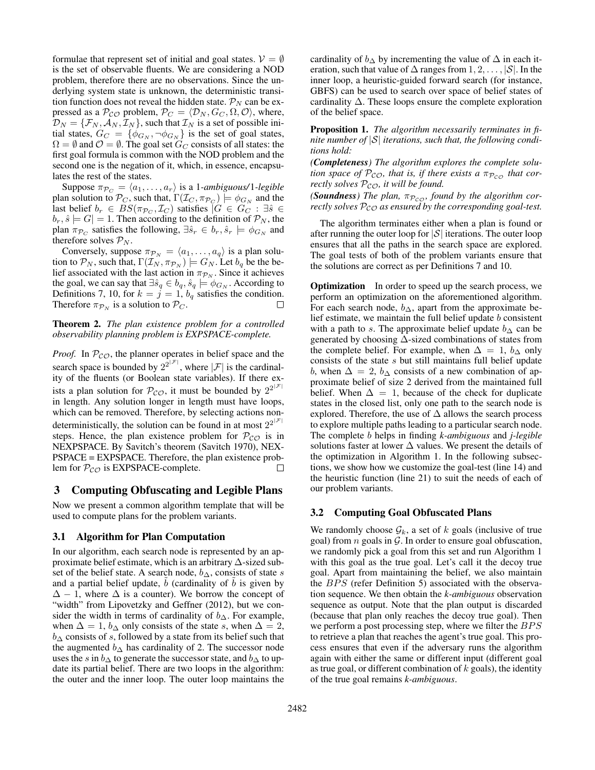formulae that represent set of initial and goal states. $\mathcal{V} = \emptyset$ is the set of observable fluents. We are considering a NOD problem, therefore there are no observations. Since the underlying system state is unknown, the deterministic transition function does not reveal the hidden state. $\mathcal{P}_N$ can be expressed as a $\mathcal{P}_{\mathcal{CO}}$ problem, $\mathcal{P}_C = \langle \mathcal{D}_N, G_C, \Omega, \mathcal{O} \rangle$, where, $\mathcal{D}_N = \{\mathcal{F}_N, \mathcal{A}_N, \mathcal{I}_N\}$, such that $\mathcal{I}_N$ is a set of possible initial states, $G_C = \{\phi_{G_N}, \neg\phi_{G_N}\}$ is the set of goal states, $\Omega = \emptyset$ and $\mathcal{O} = \emptyset$. The goal set $G_C$ consists of all states: the first goal formula is common with the NOD problem and the second one is the negation of it, which, in essence, encapsulates the rest of the states.

Suppose $\pi_{\mathcal{P}_C} = \langle a_1, \dots, a_r \rangle$ is a 1-*ambiguous*/1-*legible* plan solution to $\mathcal{P}_C$, such that, $\Gamma(\mathcal{I}_C, \pi_{\mathcal{P}_C}) \models \phi_{G_N}$ and the last belief $b_r \in BS(\pi_{\mathcal{P}_C}, \mathcal{I}_C)$ satisfies $|G \in G_C : \exists \hat{s} \in b_r, \hat{s} \models G| = 1$. Then according to the definition of $\mathcal{P}_N$, the plan $\pi_{\mathcal{P}_C}$ satisfies the following, $\exists \hat{s}_r \in b_r, \hat{s}_r \models \phi_{G_N}$ and therefore solves $\mathcal{P}_N$.

Conversely, suppose $\pi_{\mathcal{P}_N} = \langle a_1, \dots, a_q \rangle$ is a plan solution to $\mathcal{P}_N$, such that, $\Gamma(\mathcal{I}_N, \pi_{\mathcal{P}_N}) \models G_N$. Let $b_q$ be the belief associated with the last action in $\pi_{\mathcal{P}_N}$. Since it achieves the goal, we can say that $\exists \hat{s}_q \in b_q, \hat{s}_q \models \phi_{G_N}$. According to Definitions 7, 10, for $k = j = 1$, $b_q$ satisfies the condition. Therefore $\pi_{\mathcal{P}_N}$ is a solution to $\mathcal{P}_C$. □

**Theorem 2.** *The plan existence problem for a controlled observability planning problem is EXPSPACE-complete.*

*Proof.* In $\mathcal{P}_{\mathcal{CO}}$, the planner operates in belief space and the search space is bounded by $2^{2^{|\mathcal{F}|}}$, where $|\mathcal{F}|$ is the cardinality of the fluents (or Boolean state variables). If there exists a plan solution for $\mathcal{P}_{\mathcal{CO}}$, it must be bounded by $2^{2^{|\mathcal{F}|}}$ in length. Any solution longer in length must have loops, which can be removed. Therefore, by selecting actions nondeterministically, the solution can be found in at most $2^{2^{|\mathcal{F}|}}$ steps. Hence, the plan existence problem for $\mathcal{P}_{\mathcal{CO}}$ is in NEXPSPACE. By Savitch's theorem (Savitch 1970), NEXPSPACE = EXPSPACE. Therefore, the plan existence problem for $\mathcal{P}_{\mathcal{CO}}$ is EXPSPACE-complete. □

## 3 Computing Obfuscating and Legible Plans

Now we present a common algorithm template that will be used to compute plans for the problem variants.

### 3.1 Algorithm for Plan Computation

In our algorithm, each search node is represented by an approximate belief estimate, which is an arbitrary $\Delta$-sized subset of the belief state. A search node, $b_\Delta$, consists of state $s$ and a partial belief update, $\tilde{b}$ (cardinality of $\tilde{b}$ is given by $\Delta - 1$, where $\Delta$ is a counter). We borrow the concept of "width" from Lipovetzky and Geffner (2012), but we consider the width in terms of cardinality of $b_\Delta$. For example, when $\Delta = 1$, $b_\Delta$ only consists of the state $s$, when $\Delta = 2$, $b_\Delta$ consists of $s$, followed by a state from its belief such that the augmented $b_\Delta$ has cardinality of 2. The successor node uses the $s$ in $b_\Delta$ to generate the successor state, and $b_\Delta$ to update its partial belief. There are two loops in the algorithm: the outer and the inner loop. The outer loop maintains the cardinality of $b_\Delta$ by incrementing the value of $\Delta$ in each iteration, such that value of $\Delta$ ranges from $1, 2, \dots, |\mathcal{S}|$. In the inner loop, a heuristic-guided forward search (for instance, GBFS) can be used to search over space of belief states of cardinality $\Delta$. These loops ensure the complete exploration of the belief space.

**Proposition 1.** *The algorithm necessarily terminates in finite number of $|\mathcal{S}|$ iterations, such that, the following conditions hold:*

***(Completeness)*** *The algorithm explores the complete solution space of $\mathcal{P}_{\mathcal{CO}}$, that is, if there exists a $\pi_{\mathcal{P}_{\mathcal{CO}}}$ that correctly solves $\mathcal{P}_{\mathcal{CO}}$, it will be found.*

***(Soundness)*** *The plan, $\pi_{\mathcal{P}_{\mathcal{CO}}}$, found by the algorithm correctly solves $\mathcal{P}_{\mathcal{CO}}$ as ensured by the corresponding goal-test.*

The algorithm terminates either when a plan is found or after running the outer loop for $|\mathcal{S}|$ iterations. The outer loop ensures that all the paths in the search space are explored. The goal tests of both of the problem variants ensure that the solutions are correct as per Definitions 7 and 10.

**Optimization** In order to speed up the search process, we perform an optimization on the aforementioned algorithm. For each search node, $b_\Delta$, apart from the approximate belief estimate, we maintain the full belief update $b$ consistent with a path to $s$. The approximate belief update $b_\Delta$ can be generated by choosing $\Delta$-sized combinations of states from the complete belief. For example, when $\Delta = 1$, $b_\Delta$ only consists of the state $s$ but still maintains full belief update $b$, when $\Delta = 2$, $b_\Delta$ consists of a new combination of approximate belief of size 2 derived from the maintained full belief. When $\Delta = 1$, because of the check for duplicate states in the closed list, only one path to the search node is explored. Therefore, the use of $\Delta$ allows the search process to explore multiple paths leading to a particular search node. The complete $b$ helps in finding *k-ambiguous* and *j-legible* solutions faster at lower $\Delta$ values. We present the details of the optimization in Algorithm 1. In the following subsections, we show how we customize the goal-test (line 14) and the heuristic function (line 21) to suit the needs of each of our problem variants.

### 3.2 Computing Goal Obfuscated Plans

We randomly choose $\mathcal{G}_k$, a set of $k$ goals (inclusive of true goal) from $n$ goals in $\mathcal{G}$. In order to ensure goal obfuscation, we randomly pick a goal from this set and run Algorithm 1 with this goal as the true goal. Let's call it the decoy true goal. Apart from maintaining the belief, we also maintain the $BPS$ (refer Definition 5) associated with the observation sequence. We then obtain the *k-ambiguous* observation sequence as output. Note that the plan output is discarded (because that plan only reaches the decoy true goal). Then we perform a post processing step, where we filter the $BPS$ to retrieve a plan that reaches the agent's true goal. This process ensures that even if the adversary runs the algorithm again with either the same or different input (different goal as true goal, or different combination of $k$ goals), the identity of the true goal remains *k-ambiguous*.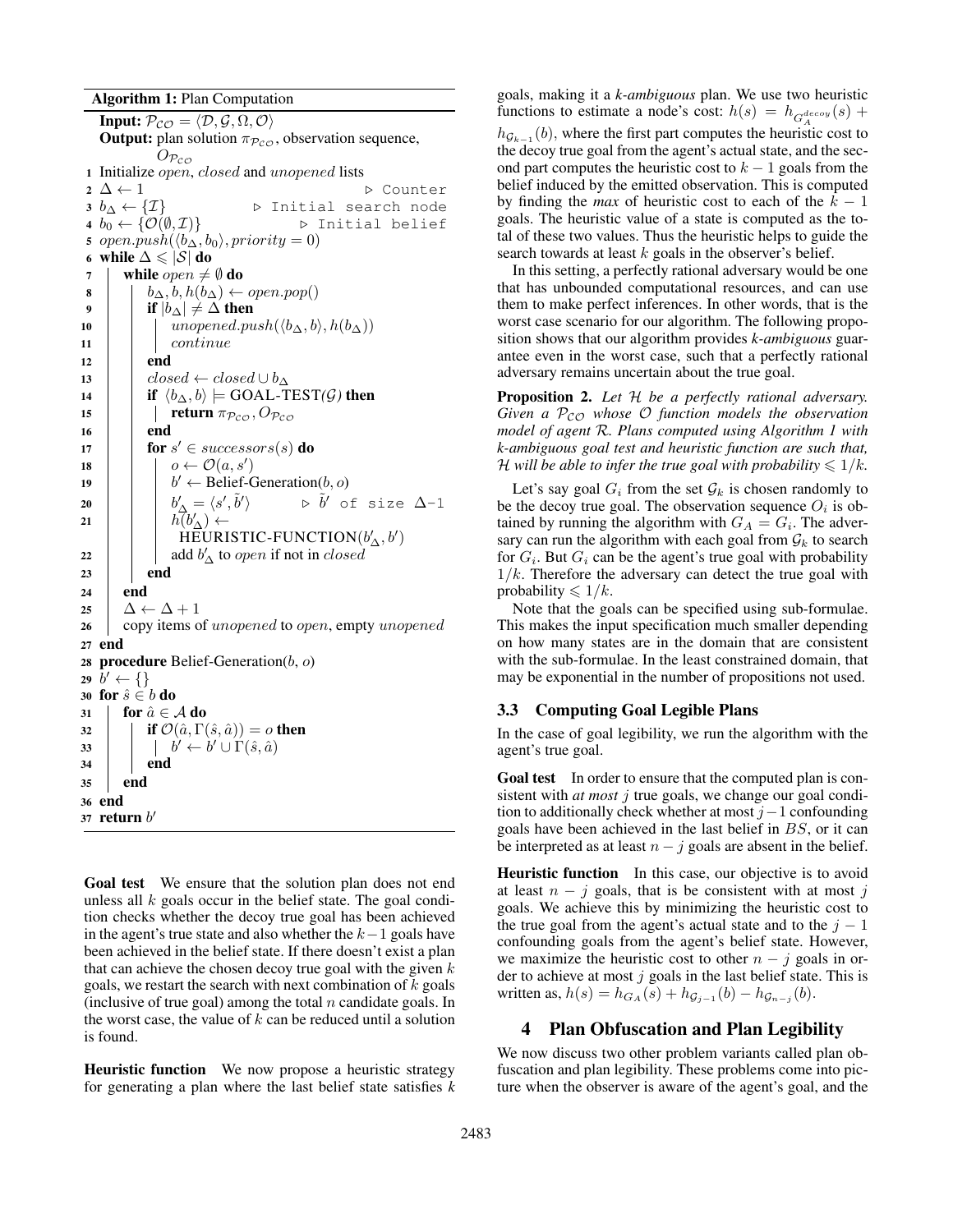**Algorithm 1:** Plan Computation

```
Input: P_CO = ⟨D, G, Ω, O⟩
Output: plan solution π_{P_CO}, observation sequence, O_{P_CO}
1  Initialize open, closed and unopened lists
2  Δ ← 1                                          ▷ Counter
3  b_Δ ← {I}                                      ▷ Initial search node
4  b_0 ← {O(∅, I)}                                ▷ Initial belief
5  open.push(⟨b_Δ, b_0⟩, priority = 0)
6  while Δ ⩽ |S| do
7      while open ≠ ∅ do
8          b_Δ, b, h(b_Δ) ← open.pop()
9          if |b_Δ| ≠ Δ then
10             unopened.push(⟨b_Δ, b⟩, h(b_Δ))
11             continue
12         end
13         closed ← closed ∪ b_Δ
14         if ⟨b_Δ, b⟩ ⊨ GOAL-TEST(G) then
15             return π_{P_CO}, O_{P_CO}
16         end
17         for s' ∈ successors(s) do
18             o ← O(a, s')
19             b' ← Belief-Generation(b, o)
20             b'_Δ = ⟨s', b̃'⟩               ▷ b̃' of size Δ-1
21             h(b'_Δ) ← HEURISTIC-FUNCTION(b'_Δ, b')
22             add b'_Δ to open if not in closed
23         end
24     end
25     Δ ← Δ + 1
26     copy items of unopened to open, empty unopened
27 end
28 procedure Belief-Generation(b, o)
29 b' ← {}
30 for ŝ ∈ b do
31     for â ∈ A do
32         if O(â, Γ(ŝ, â)) = o then
33             b' ← b' ∪ Γ(ŝ, â)
34         end
35     end
36 end
37 return b'
```

**Goal test** We ensure that the solution plan does not end unless all $k$ goals occur in the belief state. The goal condition checks whether the decoy true goal has been achieved in the agent's true state and also whether the $k-1$ goals have been achieved in the belief state. If there doesn't exist a plan that can achieve the chosen decoy true goal with the given $k$ goals, we restart the search with next combination of $k$ goals (inclusive of true goal) among the total $n$ candidate goals. In the worst case, the value of $k$ can be reduced until a solution is found.

**Heuristic function** We now propose a heuristic strategy for generating a plan where the last belief state satisfies $k$ goals, making it a *k-ambiguous* plan. We use two heuristic functions to estimate a node's cost: $h(s) = h_{G_A^{decoy}}(s) + h_{\mathcal{G}_{k-1}}(b)$, where the first part computes the heuristic cost to the decoy true goal from the agent's actual state, and the second part computes the heuristic cost to $k-1$ goals from the belief induced by the emitted observation. This is computed by finding the *max* of heuristic cost to each of the $k-1$ goals. The heuristic value of a state is computed as the total of these two values. Thus the heuristic helps to guide the search towards at least $k$ goals in the observer's belief.

In this setting, a perfectly rational adversary would be one that has unbounded computational resources, and can use them to make perfect inferences. In other words, that is the worst case scenario for our algorithm. The following proposition shows that our algorithm provides *k-ambiguous* guarantee even in the worst case, such that a perfectly rational adversary remains uncertain about the true goal.

**Proposition 2.** *Let $\mathcal{H}$ be a perfectly rational adversary. Given a $\mathcal{P}_{\mathcal{CO}}$ whose $\mathcal{O}$ function models the observation model of agent $\mathcal{R}$. Plans computed using Algorithm 1 with k-ambiguous goal test and heuristic function are such that, $\mathcal{H}$ will be able to infer the true goal with probability $\leqslant 1/k$.*

Let's say goal $G_i$ from the set $\mathcal{G}_k$ is chosen randomly to be the decoy true goal. The observation sequence $O_i$ is obtained by running the algorithm with $G_A = G_i$. The adversary can run the algorithm with each goal from $\mathcal{G}_k$ to search for $G_i$. But $G_i$ can be the agent's true goal with probability $1/k$. Therefore the adversary can detect the true goal with probability $\leqslant 1/k$.

Note that the goals can be specified using sub-formulae. This makes the input specification much smaller depending on how many states are in the domain that are consistent with the sub-formulae. In the least constrained domain, that may be exponential in the number of propositions not used.

### 3.3 Computing Goal Legible Plans

In the case of goal legibility, we run the algorithm with the agent's true goal.

**Goal test** In order to ensure that the computed plan is consistent with *at most* $j$ true goals, we change our goal condition to additionally check whether at most $j-1$ confounding goals have been achieved in the last belief in $BS$, or it can be interpreted as at least $n-j$ goals are absent in the belief.

**Heuristic function** In this case, our objective is to avoid at least $n-j$ goals, that is be consistent with at most $j$ goals. We achieve this by minimizing the heuristic cost to the true goal from the agent's actual state and to the $j-1$ confounding goals from the agent's belief state. However, we maximize the heuristic cost to other $n-j$ goals in order to achieve at most $j$ goals in the last belief state. This is written as, $h(s) = h_{G_A}(s) + h_{\mathcal{G}_{j-1}}(b) - h_{\mathcal{G}_{n-j}}(b)$.

## 4 Plan Obfuscation and Plan Legibility

We now discuss two other problem variants called plan obfuscation and plan legibility. These problems come into picture when the observer is aware of the agent's goal, and the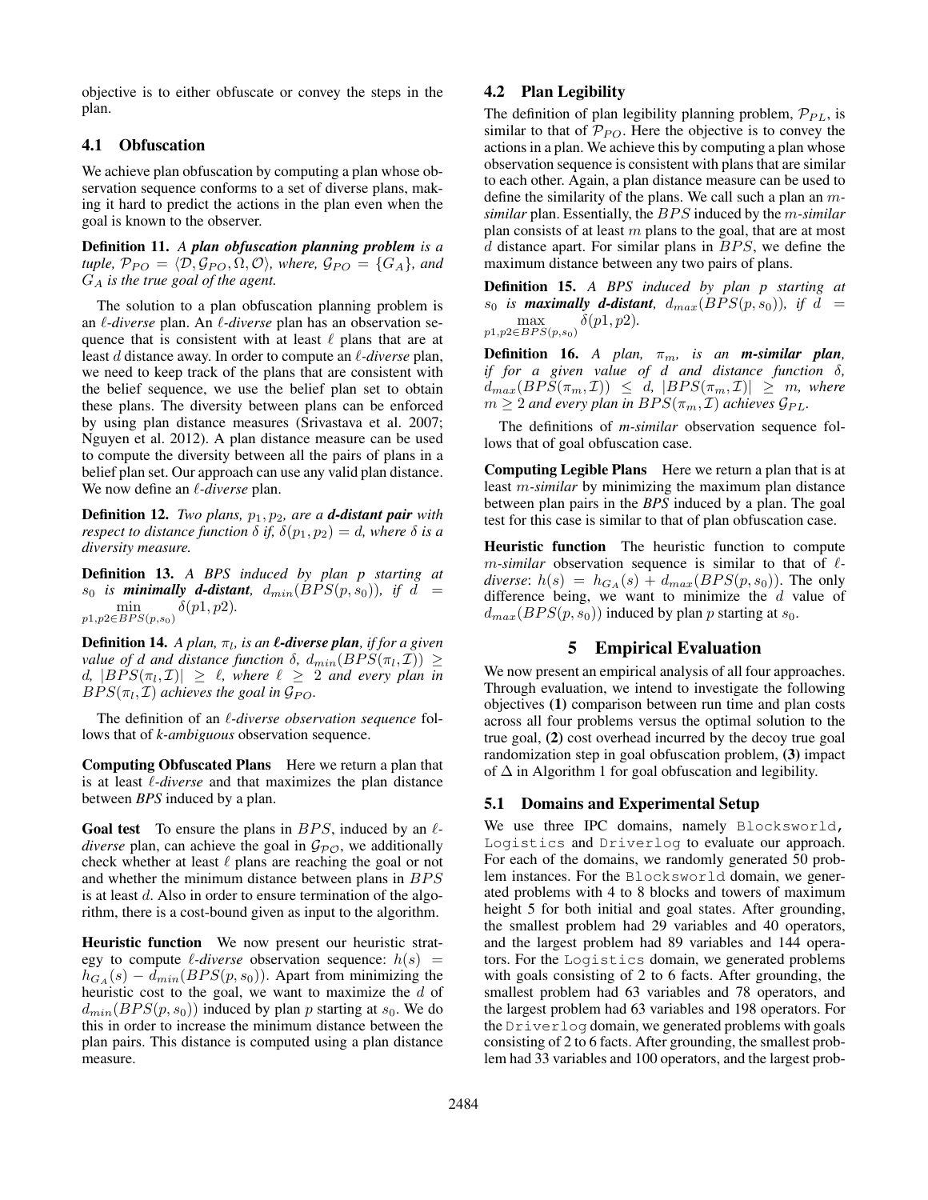objective is to either obfuscate or convey the steps in the plan.

### 4.1 Obfuscation

We achieve plan obfuscation by computing a plan whose observation sequence conforms to a set of diverse plans, making it hard to predict the actions in the plan even when the goal is known to the observer.

**Definition 11.** *A **plan obfuscation planning problem** is a tuple, $\mathcal{P}_{PO} = \langle \mathcal{D}, \mathcal{G}_{PO}, \Omega, \mathcal{O} \rangle$, where, $\mathcal{G}_{PO} = \{G_A\}$, and $G_A$ is the true goal of the agent.*

The solution to a plan obfuscation planning problem is an $\ell$-*diverse* plan. An $\ell$-*diverse* plan has an observation sequence that is consistent with at least $\ell$ plans that are at least $d$ distance away. In order to compute an $\ell$-*diverse* plan, we need to keep track of the plans that are consistent with the belief sequence, we use the belief plan set to obtain these plans. The diversity between plans can be enforced by using plan distance measures (Srivastava et al. 2007; Nguyen et al. 2012). A plan distance measure can be used to compute the diversity between all the pairs of plans in a belief plan set. Our approach can use any valid plan distance. We now define an $\ell$-*diverse* plan.

**Definition 12.** *Two plans, $p_1, p_2$, are a **d-distant pair** with respect to distance function $\delta$ if, $\delta(p_1, p_2) = d$, where $\delta$ is a diversity measure.*

**Definition 13.** *A BPS induced by plan p starting at $s_0$ is **minimally d-distant**, $d_{min}(BPS(p, s_0))$, if $d = \min\limits_{p1,p2 \in BPS(p,s_0)} \delta(p1, p2)$.*

**Definition 14.** *A plan, $\pi_l$, is an **$\ell$-diverse plan**, if for a given value of d and distance function $\delta$, $d_{min}(BPS(\pi_l, \mathcal{I})) \geq d$, $|BPS(\pi_l, \mathcal{I})| \geq \ell$, where $\ell \geq 2$ and every plan in $BPS(\pi_l, \mathcal{I})$ achieves the goal in $\mathcal{G}_{PO}$.*

The definition of an $\ell$-*diverse observation sequence* follows that of *k-ambiguous* observation sequence.

**Computing Obfuscated Plans** Here we return a plan that is at least $\ell$-*diverse* and that maximizes the plan distance between *BPS* induced by a plan.

**Goal test** To ensure the plans in $BPS$, induced by an $\ell$-*diverse* plan, can achieve the goal in $\mathcal{G}_{\mathcal{PO}}$, we additionally check whether at least $\ell$ plans are reaching the goal or not and whether the minimum distance between plans in $BPS$ is at least $d$. Also in order to ensure termination of the algorithm, there is a cost-bound given as input to the algorithm.

**Heuristic function** We now present our heuristic strategy to compute $\ell$-*diverse* observation sequence: $h(s) = h_{G_A}(s) - d_{min}(BPS(p, s_0))$. Apart from minimizing the heuristic cost to the goal, we want to maximize the $d$ of $d_{min}(BPS(p, s_0))$ induced by plan $p$ starting at $s_0$. We do this in order to increase the minimum distance between the plan pairs. This distance is computed using a plan distance measure.

### 4.2 Plan Legibility

The definition of plan legibility planning problem, $\mathcal{P}_{PL}$, is similar to that of $\mathcal{P}_{PO}$. Here the objective is to convey the actions in a plan. We achieve this by computing a plan whose observation sequence is consistent with plans that are similar to each other. Again, a plan distance measure can be used to define the similarity of the plans. We call such a plan an $m$-*similar* plan. Essentially, the $BPS$ induced by the $m$-*similar* plan consists of at least $m$ plans to the goal, that are at most $d$ distance apart. For similar plans in $BPS$, we define the maximum distance between any two pairs of plans.

**Definition 15.** *A BPS induced by plan p starting at $s_0$ is **maximally d-distant**, $d_{max}(BPS(p, s_0))$, if $d = \max\limits_{p1,p2 \in BPS(p,s_0)} \delta(p1, p2)$.*

**Definition 16.** *A plan, $\pi_m$, is an **m-similar plan**, if for a given value of d and distance function $\delta$, $d_{max}(BPS(\pi_m, \mathcal{I})) \leq d$, $|BPS(\pi_m, \mathcal{I})| \geq m$, where $m \geq 2$ and every plan in $BPS(\pi_m, \mathcal{I})$ achieves $\mathcal{G}_{PL}$.*

The definitions of *m-similar* observation sequence follows that of goal obfuscation case.

**Computing Legible Plans** Here we return a plan that is at least $m$-*similar* by minimizing the maximum plan distance between plan pairs in the *BPS* induced by a plan. The goal test for this case is similar to that of plan obfuscation case.

**Heuristic function** The heuristic function to compute $m$-*similar* observation sequence is similar to that of $\ell$-*diverse*: $h(s) = h_{G_A}(s) + d_{max}(BPS(p, s_0))$. The only difference being, we want to minimize the $d$ value of $d_{max}(BPS(p, s_0))$ induced by plan $p$ starting at $s_0$.

## 5 Empirical Evaluation

We now present an empirical analysis of all four approaches. Through evaluation, we intend to investigate the following objectives **(1)** comparison between run time and plan costs across all four problems versus the optimal solution to the true goal, **(2)** cost overhead incurred by the decoy true goal randomization step in goal obfuscation problem, **(3)** impact of $\Delta$ in Algorithm 1 for goal obfuscation and legibility.

### 5.1 Domains and Experimental Setup

We use three IPC domains, namely `Blocksworld`, `Logistics` and `Driverlog` to evaluate our approach. For each of the domains, we randomly generated 50 problem instances. For the `Blocksworld` domain, we generated problems with 4 to 8 blocks and towers of maximum height 5 for both initial and goal states. After grounding, the smallest problem had 29 variables and 40 operators, and the largest problem had 89 variables and 144 operators. For the `Logistics` domain, we generated problems with goals consisting of 2 to 6 facts. After grounding, the smallest problem had 63 variables and 78 operators, and the largest problem had 63 variables and 198 operators. For the `Driverlog` domain, we generated problems with goals consisting of 2 to 6 facts. After grounding, the smallest problem had 33 variables and 100 operators, and the largest prob-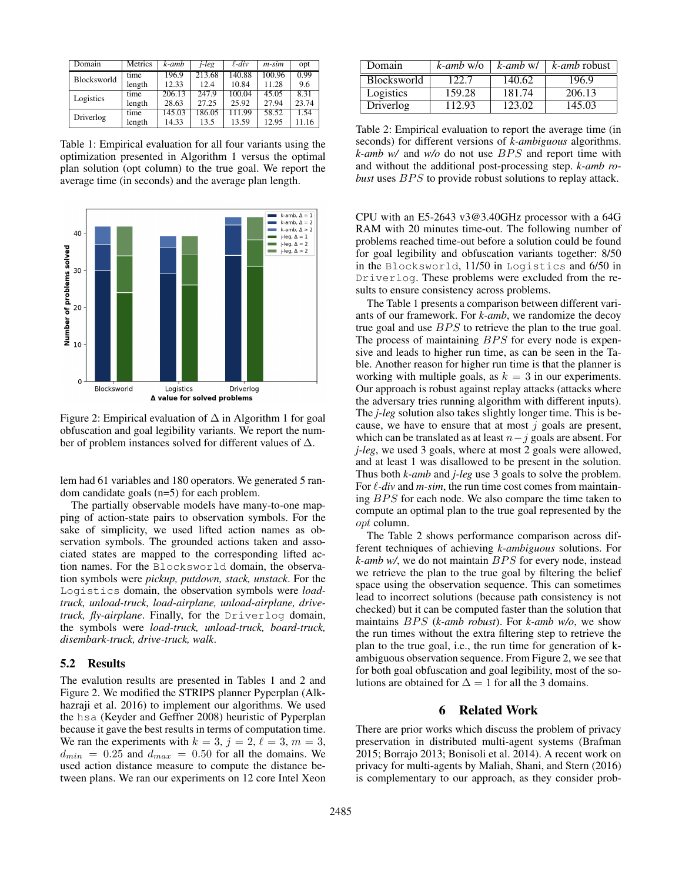| Domain | Metrics | *k-amb* | *j-leg* | *ℓ-div* | *m-sim* | opt |
|---|---|---|---|---|---|---|
| Blocksworld | time | 196.9 | 213.68 | 140.88 | 100.96 | 0.99 |
| | length | 12.33 | 12.4 | 10.84 | 11.28 | 9.6 |
| Logistics | time | 206.13 | 247.9 | 100.04 | 45.05 | 8.31 |
| | length | 28.63 | 27.25 | 25.92 | 27.94 | 23.74 |
| Driverlog | time | 145.03 | 186.05 | 111.99 | 58.52 | 1.54 |
| | length | 14.33 | 13.5 | 13.59 | 12.95 | 11.16 |

Table 1: Empirical evaluation for all four variants using the optimization presented in Algorithm 1 versus the optimal plan solution (opt column) to the true goal. We report the average time (in seconds) and the average plan length.

Figure 2: Empirical evaluation of $\Delta$ in Algorithm 1 for goal obfuscation and goal legibility variants. We report the number of problem instances solved for different values of $\Delta$.

lem had 61 variables and 180 operators. We generated 5 random candidate goals (n=5) for each problem.

The partially observable models have many-to-one mapping of action-state pairs to observation symbols. For the sake of simplicity, we used lifted action names as observation symbols. The grounded actions taken and associated states are mapped to the corresponding lifted action names. For the Blocksworld domain, the observation symbols were *pickup, putdown, stack, unstack*. For the Logistics domain, the observation symbols were *load-truck, unload-truck, load-airplane, unload-airplane, drive-truck, fly-airplane*. Finally, for the Driverlog domain, the symbols were *load-truck, unload-truck, board-truck, disembark-truck, drive-truck, walk*.

## 5.2 Results

The evalution results are presented in Tables 1 and 2 and Figure 2. We modified the STRIPS planner Pyperplan (Alkhazraji et al. 2016) to implement our algorithms. We used the hsa (Keyder and Geffner 2008) heuristic of Pyperplan because it gave the best results in terms of computation time. We ran the experiments with $k = 3$, $j = 2$, $\ell = 3$, $m = 3$, $d_{min} = 0.25$ and $d_{max} = 0.50$ for all the domains. We used action distance measure to compute the distance between plans. We ran our experiments on 12 core Intel Xeon CPU with an E5-2643 v3@3.40GHz processor with a 64G RAM with 20 minutes time-out. The following number of problems reached time-out before a solution could be found for goal legibility and obfuscation variants together: 8/50 in the Blocksworld, 11/50 in Logistics and 6/50 in Driverlog. These problems were excluded from the results to ensure consistency across problems.

| Domain | *k-amb* w/o | *k-amb* w/ | *k-amb* robust |
|---|---|---|---|
| Blocksworld | 122.7 | 140.62 | 196.9 |
| Logistics | 159.28 | 181.74 | 206.13 |
| Driverlog | 112.93 | 123.02 | 145.03 |

Table 2: Empirical evaluation to report the average time (in seconds) for different versions of *k-ambiguous* algorithms. *k-amb w/* and *w/o* do not use $BPS$ and report time with and without the additional post-processing step. *k-amb robust* uses $BPS$ to provide robust solutions to replay attack.

The Table 1 presents a comparison between different variants of our framework. For *k-amb*, we randomize the decoy true goal and use $BPS$ to retrieve the plan to the true goal. The process of maintaining $BPS$ for every node is expensive and leads to higher run time, as can be seen in the Table. Another reason for higher run time is that the planner is working with multiple goals, as $k = 3$ in our experiments. Our approach is robust against replay attacks (attacks where the adversary tries running algorithm with different inputs). The *j-leg* solution also takes slightly longer time. This is because, we have to ensure that at most $j$ goals are present, which can be translated as at least $n - j$ goals are absent. For *j-leg*, we used 3 goals, where at most 2 goals were allowed, and at least 1 was disallowed to be present in the solution. Thus both *k-amb* and *j-leg* use 3 goals to solve the problem. For *ℓ-div* and *m-sim*, the run time cost comes from maintaining $BPS$ for each node. We also compare the time taken to compute an optimal plan to the true goal represented by the $opt$ column.

The Table 2 shows performance comparison across different techniques of achieving *k-ambiguous* solutions. For *k-amb w/*, we do not maintain $BPS$ for every node, instead we retrieve the plan to the true goal by filtering the belief space using the observation sequence. This can sometimes lead to incorrect solutions (because path consistency is not checked) but it can be computed faster than the solution that maintains $BPS$ (*k-amb robust*). For *k-amb w/o*, we show the run times without the extra filtering step to retrieve the plan to the true goal, i.e., the run time for generation of k-ambiguous observation sequence. From Figure 2, we see that for both goal obfuscation and goal legibility, most of the solutions are obtained for $\Delta = 1$ for all the 3 domains.

# 6 Related Work

There are prior works which discuss the problem of privacy preservation in distributed multi-agent systems (Brafman 2015; Borrajo 2013; Bonisoli et al. 2014). A recent work on privacy for multi-agents by Maliah, Shani, and Stern (2016) is complementary to our approach, as they consider prob-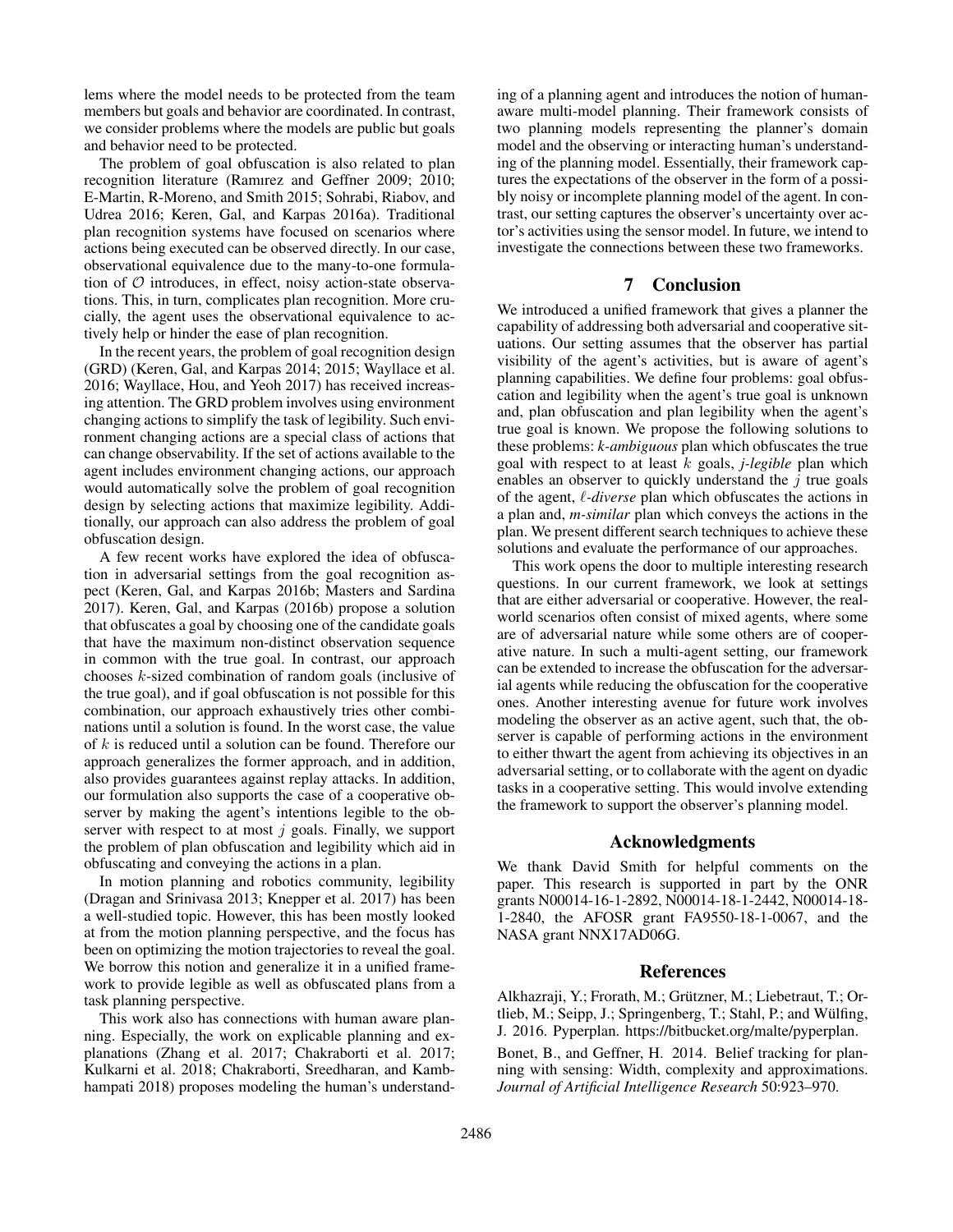lems where the model needs to be protected from the team members but goals and behavior are coordinated. In contrast, we consider problems where the models are public but goals and behavior need to be protected.

The problem of goal obfuscation is also related to plan recognition literature (Ramırez and Geffner 2009; 2010; E-Martin, R-Moreno, and Smith 2015; Sohrabi, Riabov, and Udrea 2016; Keren, Gal, and Karpas 2016a). Traditional plan recognition systems have focused on scenarios where actions being executed can be observed directly. In our case, observational equivalence due to the many-to-one formulation of $\mathcal{O}$ introduces, in effect, noisy action-state observations. This, in turn, complicates plan recognition. More crucially, the agent uses the observational equivalence to actively help or hinder the ease of plan recognition.

In the recent years, the problem of goal recognition design (GRD) (Keren, Gal, and Karpas 2014; 2015; Wayllace et al. 2016; Wayllace, Hou, and Yeoh 2017) has received increasing attention. The GRD problem involves using environment changing actions to simplify the task of legibility. Such environment changing actions are a special class of actions that can change observability. If the set of actions available to the agent includes environment changing actions, our approach would automatically solve the problem of goal recognition design by selecting actions that maximize legibility. Additionally, our approach can also address the problem of goal obfuscation design.

A few recent works have explored the idea of obfuscation in adversarial settings from the goal recognition aspect (Keren, Gal, and Karpas 2016b; Masters and Sardina 2017). Keren, Gal, and Karpas (2016b) propose a solution that obfuscates a goal by choosing one of the candidate goals that have the maximum non-distinct observation sequence in common with the true goal. In contrast, our approach chooses $k$-sized combination of random goals (inclusive of the true goal), and if goal obfuscation is not possible for this combination, our approach exhaustively tries other combinations until a solution is found. In the worst case, the value of $k$ is reduced until a solution can be found. Therefore our approach generalizes the former approach, and in addition, also provides guarantees against replay attacks. In addition, our formulation also supports the case of a cooperative observer by making the agent's intentions legible to the observer with respect to at most $j$ goals. Finally, we support the problem of plan obfuscation and legibility which aid in obfuscating and conveying the actions in a plan.

In motion planning and robotics community, legibility (Dragan and Srinivasa 2013; Knepper et al. 2017) has been a well-studied topic. However, this has been mostly looked at from the motion planning perspective, and the focus has been on optimizing the motion trajectories to reveal the goal. We borrow this notion and generalize it in a unified framework to provide legible as well as obfuscated plans from a task planning perspective.

This work also has connections with human aware planning. Especially, the work on explicable planning and explanations (Zhang et al. 2017; Chakraborti et al. 2017; Kulkarni et al. 2018; Chakraborti, Sreedharan, and Kambhampati 2018) proposes modeling the human's understanding of a planning agent and introduces the notion of human-aware multi-model planning. Their framework consists of two planning models representing the planner's domain model and the observing or interacting human's understanding of the planning model. Essentially, their framework captures the expectations of the observer in the form of a possibly noisy or incomplete planning model of the agent. In contrast, our setting captures the observer's uncertainty over actor's activities using the sensor model. In future, we intend to investigate the connections between these two frameworks.

## 7 Conclusion

We introduced a unified framework that gives a planner the capability of addressing both adversarial and cooperative situations. Our setting assumes that the observer has partial visibility of the agent's activities, but is aware of agent's planning capabilities. We define four problems: goal obfuscation and legibility when the agent's true goal is unknown and, plan obfuscation and plan legibility when the agent's true goal is known. We propose the following solutions to these problems: *k-ambiguous* plan which obfuscates the true goal with respect to at least $k$ goals, *j-legible* plan which enables an observer to quickly understand the $j$ true goals of the agent, *$\ell$-diverse* plan which obfuscates the actions in a plan and, *m-similar* plan which conveys the actions in the plan. We present different search techniques to achieve these solutions and evaluate the performance of our approaches.

This work opens the door to multiple interesting research questions. In our current framework, we look at settings that are either adversarial or cooperative. However, the real-world scenarios often consist of mixed agents, where some are of adversarial nature while some others are of cooperative nature. In such a multi-agent setting, our framework can be extended to increase the obfuscation for the adversarial agents while reducing the obfuscation for the cooperative ones. Another interesting avenue for future work involves modeling the observer as an active agent, such that, the observer is capable of performing actions in the environment to either thwart the agent from achieving its objectives in an adversarial setting, or to collaborate with the agent on dyadic tasks in a cooperative setting. This would involve extending the framework to support the observer's planning model.

## Acknowledgments

We thank David Smith for helpful comments on the paper. This research is supported in part by the ONR grants N00014-16-1-2892, N00014-18-1-2442, N00014-18-1-2840, the AFOSR grant FA9550-18-1-0067, and the NASA grant NNX17AD06G.

## References

Alkhazraji, Y.; Frorath, M.; Grützner, M.; Liebetraut, T.; Ortlieb, M.; Seipp, J.; Springenberg, T.; Stahl, P.; and Wülfing, J. 2016. Pyperplan. https://bitbucket.org/malte/pyperplan.

Bonet, B., and Geffner, H. 2014. Belief tracking for planning with sensing: Width, complexity and approximations. *Journal of Artificial Intelligence Research* 50:923–970.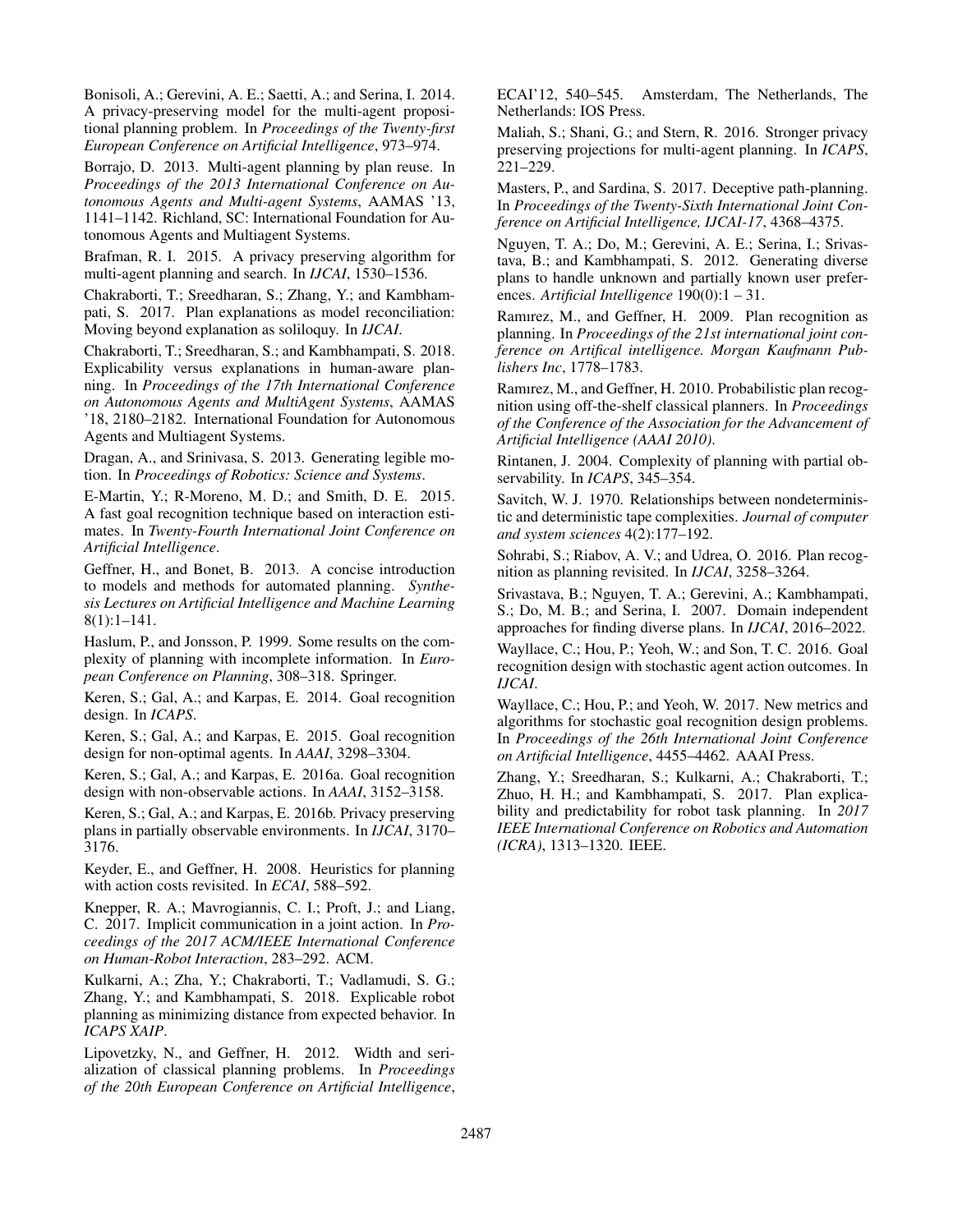Bonisoli, A.; Gerevini, A. E.; Saetti, A.; and Serina, I. 2014. A privacy-preserving model for the multi-agent propositional planning problem. In *Proceedings of the Twenty-first European Conference on Artificial Intelligence*, 973–974.

Borrajo, D. 2013. Multi-agent planning by plan reuse. In *Proceedings of the 2013 International Conference on Autonomous Agents and Multi-agent Systems*, AAMAS '13, 1141–1142. Richland, SC: International Foundation for Autonomous Agents and Multiagent Systems.

Brafman, R. I. 2015. A privacy preserving algorithm for multi-agent planning and search. In *IJCAI*, 1530–1536.

Chakraborti, T.; Sreedharan, S.; Zhang, Y.; and Kambhampati, S. 2017. Plan explanations as model reconciliation: Moving beyond explanation as soliloquy. In *IJCAI*.

Chakraborti, T.; Sreedharan, S.; and Kambhampati, S. 2018. Explicability versus explanations in human-aware planning. In *Proceedings of the 17th International Conference on Autonomous Agents and MultiAgent Systems*, AAMAS '18, 2180–2182. International Foundation for Autonomous Agents and Multiagent Systems.

Dragan, A., and Srinivasa, S. 2013. Generating legible motion. In *Proceedings of Robotics: Science and Systems*.

E-Martin, Y.; R-Moreno, M. D.; and Smith, D. E. 2015. A fast goal recognition technique based on interaction estimates. In *Twenty-Fourth International Joint Conference on Artificial Intelligence*.

Geffner, H., and Bonet, B. 2013. A concise introduction to models and methods for automated planning. *Synthesis Lectures on Artificial Intelligence and Machine Learning* 8(1):1–141.

Haslum, P., and Jonsson, P. 1999. Some results on the complexity of planning with incomplete information. In *European Conference on Planning*, 308–318. Springer.

Keren, S.; Gal, A.; and Karpas, E. 2014. Goal recognition design. In *ICAPS*.

Keren, S.; Gal, A.; and Karpas, E. 2015. Goal recognition design for non-optimal agents. In *AAAI*, 3298–3304.

Keren, S.; Gal, A.; and Karpas, E. 2016a. Goal recognition design with non-observable actions. In *AAAI*, 3152–3158.

Keren, S.; Gal, A.; and Karpas, E. 2016b. Privacy preserving plans in partially observable environments. In *IJCAI*, 3170–3176.

Keyder, E., and Geffner, H. 2008. Heuristics for planning with action costs revisited. In *ECAI*, 588–592.

Knepper, R. A.; Mavrogiannis, C. I.; Proft, J.; and Liang, C. 2017. Implicit communication in a joint action. In *Proceedings of the 2017 ACM/IEEE International Conference on Human-Robot Interaction*, 283–292. ACM.

Kulkarni, A.; Zha, Y.; Chakraborti, T.; Vadlamudi, S. G.; Zhang, Y.; and Kambhampati, S. 2018. Explicable robot planning as minimizing distance from expected behavior. In *ICAPS XAIP*.

Lipovetzky, N., and Geffner, H. 2012. Width and serialization of classical planning problems. In *Proceedings of the 20th European Conference on Artificial Intelligence*, ECAI'12, 540–545. Amsterdam, The Netherlands, The Netherlands: IOS Press.

Maliah, S.; Shani, G.; and Stern, R. 2016. Stronger privacy preserving projections for multi-agent planning. In *ICAPS*, 221–229.

Masters, P., and Sardina, S. 2017. Deceptive path-planning. In *Proceedings of the Twenty-Sixth International Joint Conference on Artificial Intelligence, IJCAI-17*, 4368–4375.

Nguyen, T. A.; Do, M.; Gerevini, A. E.; Serina, I.; Srivastava, B.; and Kambhampati, S. 2012. Generating diverse plans to handle unknown and partially known user preferences. *Artificial Intelligence* 190(0):1 – 31.

Ramırez, M., and Geffner, H. 2009. Plan recognition as planning. In *Proceedings of the 21st international joint conference on Artifical intelligence. Morgan Kaufmann Publishers Inc*, 1778–1783.

Ramırez, M., and Geffner, H. 2010. Probabilistic plan recognition using off-the-shelf classical planners. In *Proceedings of the Conference of the Association for the Advancement of Artificial Intelligence (AAAI 2010)*.

Rintanen, J. 2004. Complexity of planning with partial observability. In *ICAPS*, 345–354.

Savitch, W. J. 1970. Relationships between nondeterministic and deterministic tape complexities. *Journal of computer and system sciences* 4(2):177–192.

Sohrabi, S.; Riabov, A. V.; and Udrea, O. 2016. Plan recognition as planning revisited. In *IJCAI*, 3258–3264.

Srivastava, B.; Nguyen, T. A.; Gerevini, A.; Kambhampati, S.; Do, M. B.; and Serina, I. 2007. Domain independent approaches for finding diverse plans. In *IJCAI*, 2016–2022.

Wayllace, C.; Hou, P.; Yeoh, W.; and Son, T. C. 2016. Goal recognition design with stochastic agent action outcomes. In *IJCAI*.

Wayllace, C.; Hou, P.; and Yeoh, W. 2017. New metrics and algorithms for stochastic goal recognition design problems. In *Proceedings of the 26th International Joint Conference on Artificial Intelligence*, 4455–4462. AAAI Press.

Zhang, Y.; Sreedharan, S.; Kulkarni, A.; Chakraborti, T.; Zhuo, H. H.; and Kambhampati, S. 2017. Plan explicability and predictability for robot task planning. In *2017 IEEE International Conference on Robotics and Automation (ICRA)*, 1313–1320. IEEE.